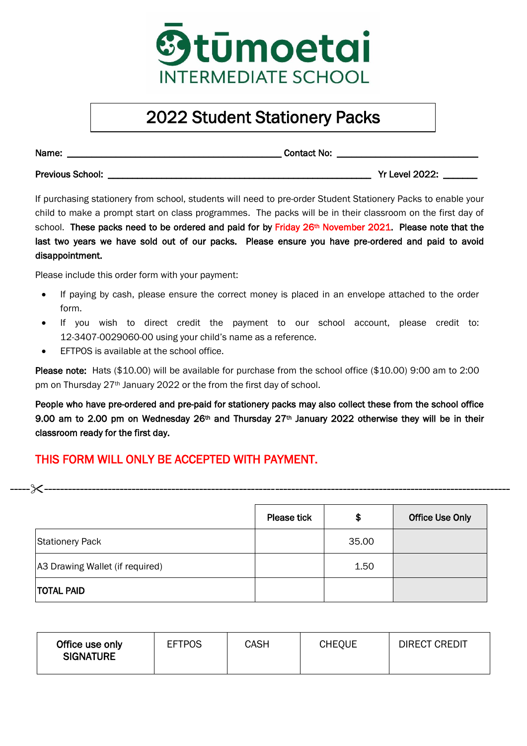# Ōtūmoetai INTERMEDIATE SCHOOL

## 2022 Student Stationery Packs

**Name:** ______________________________ **Contact No:** ____________________

**Previous School:** ______________________________________ **Yr Level 2022:** _____

If purchasing stationery from school, students will need to pre-order Student Stationery Packs to enable your child to make a prompt start on class programmes. The packs will be in their classroom on the first day of school. **These packs need to be ordered and paid for by Friday 26th November 2021. Please note that the last two years we have sold out of our packs. Please ensure you have pre-ordered and paid to avoid disappointment.**

Please include this order form with your payment:

- If paying by cash, please ensure the correct money is placed in an envelope attached to the order form.
- If you wish to direct credit the payment to our school account, please credit to: 12-3407-0029060-00 using your child's name as a reference.
- EFTPOS is available at the school office.

**Please note:** Hats ($10.00) will be available for purchase from the school office ($10.00) 9:00 am to 2:00 pm on Thursday 27th January 2022 or the from the first day of school.

**People who have pre-ordered and pre-paid for stationery packs may also collect these from the school office 9.00 am to 2.00 pm on Wednesday 26th and Thursday 27th January 2022 otherwise they will be in their classroom ready for the first day.**

**THIS FORM WILL ONLY BE ACCEPTED WITH PAYMENT.**

-----✂-----------------------------------------------------------------------------------------------

| | Please tick | $ | Office Use Only |
|---|---|---|---|
| Stationery Pack | | 35.00 | |
| A3 Drawing Wallet (if required) | | 1.50 | |
| **TOTAL PAID** | | | |

| Office use only SIGNATURE | EFTPOS | CASH | CHEQUE | DIRECT CREDIT |
|---|---|---|---|---|
| | | | | |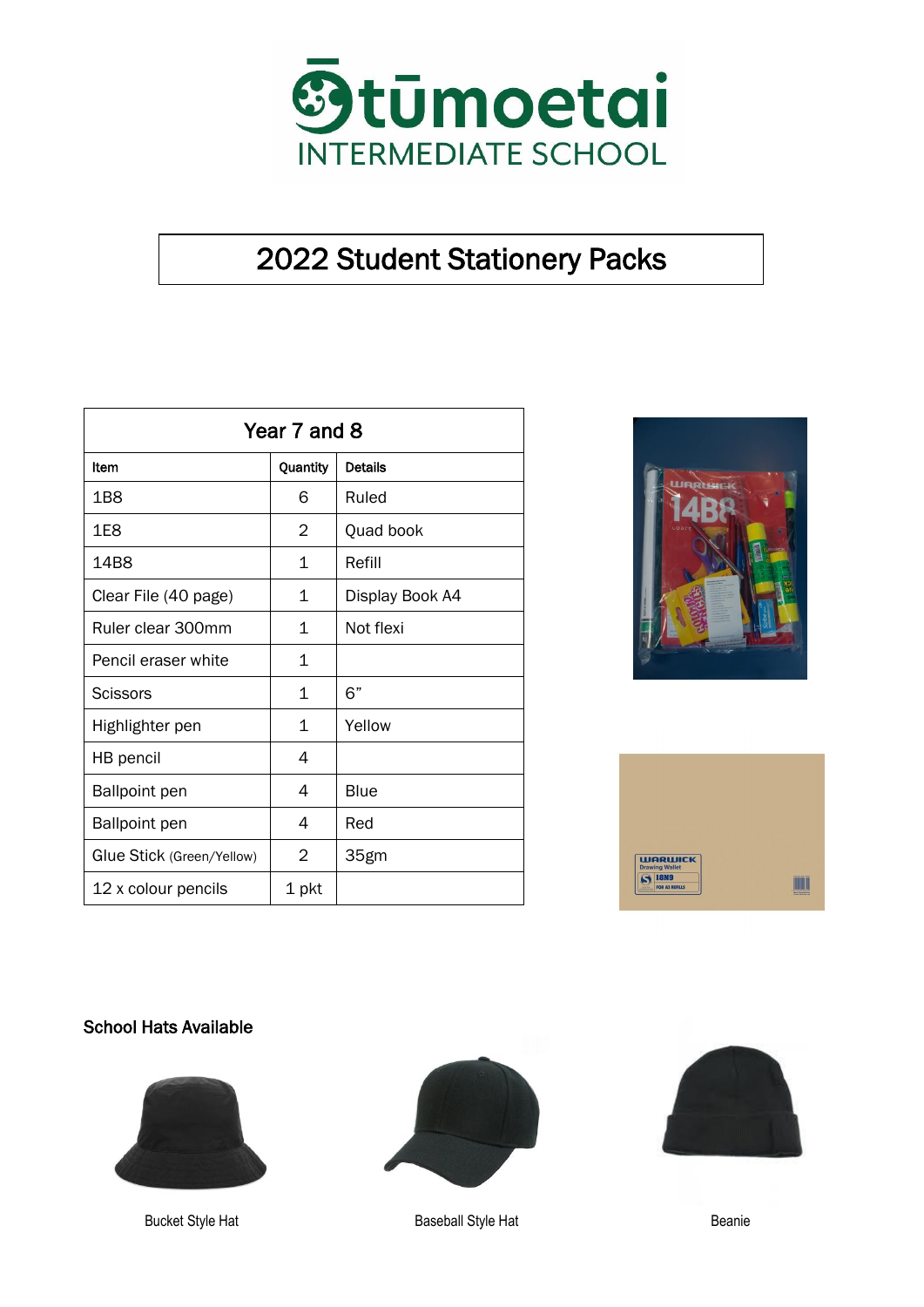# Ōtūmoetai INTERMEDIATE SCHOOL

## 2022 Student Stationery Packs

| Year 7 and 8 | | |
|---|---|---|
| Item | Quantity | Details |
| 1B8 | 6 | Ruled |
| 1E8 | 2 | Quad book |
| 14B8 | 1 | Refill |
| Clear File (40 page) | 1 | Display Book A4 |
| Ruler clear 300mm | 1 | Not flexi |
| Pencil eraser white | 1 | |
| Scissors | 1 | 6" |
| Highlighter pen | 1 | Yellow |
| HB pencil | 4 | |
| Ballpoint pen | 4 | Blue |
| Ballpoint pen | 4 | Red |
| Glue Stick (Green/Yellow) | 2 | 35gm |
| 12 x colour pencils | 1 pkt | |

### School Hats Available

Bucket Style Hat

Baseball Style Hat

Beanie